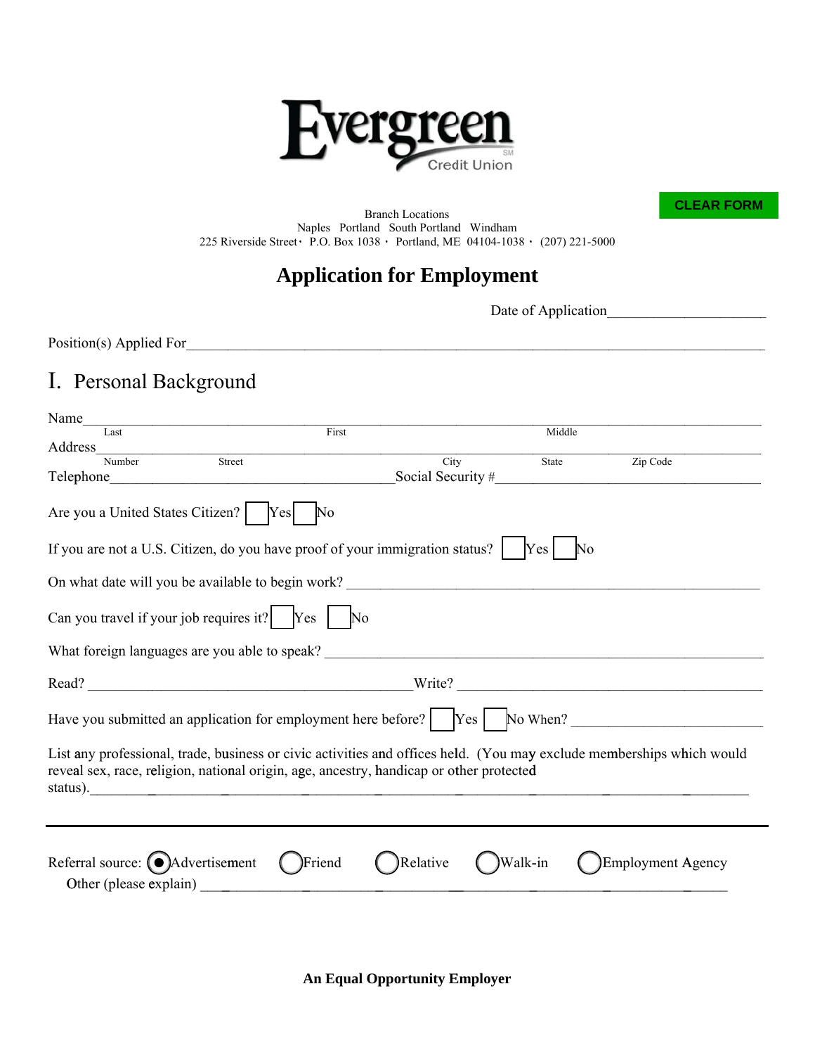# Evergreen Credit Union

CLEAR FORM

Branch Locations
Naples Portland South Portland Windham
225 Riverside Street · P.O. Box 1038 · Portland, ME 04104-1038 · (207) 221-5000

## Application for Employment

Date of Application_____________________

Position(s) Applied For___________________________________________________________________________

## I. Personal Background

Name_____________________________________________________________________________________
Last First Middle

Address___________________________________________________________________________________
Number Street City State Zip Code

Telephone________________________________________ Social Security #_______________________________

Are you a United States Citizen? ☐ Yes ☐ No

If you are not a U.S. Citizen, do you have proof of your immigration status? ☐ Yes ☐ No

On what date will you be available to begin work? _____________________________________________________

Can you travel if your job requires it? ☐ Yes ☐ No

What foreign languages are you able to speak? _________________________________________________________

Read? ___________________________________________ Write? _________________________________________

Have you submitted an application for employment here before? ☐ Yes ☐ No When? __________________________

List any professional, trade, business or civic activities and offices held. (You may exclude memberships which would reveal sex, race, religion, national origin, age, ancestry, handicap or other protected status).______________________________________________________________________________________

---

Referral source: ◉ Advertisement ○ Friend ○ Relative ○ Walk-in ○ Employment Agency
Other (please explain) ____________________________________________________________________

**An Equal Opportunity Employer**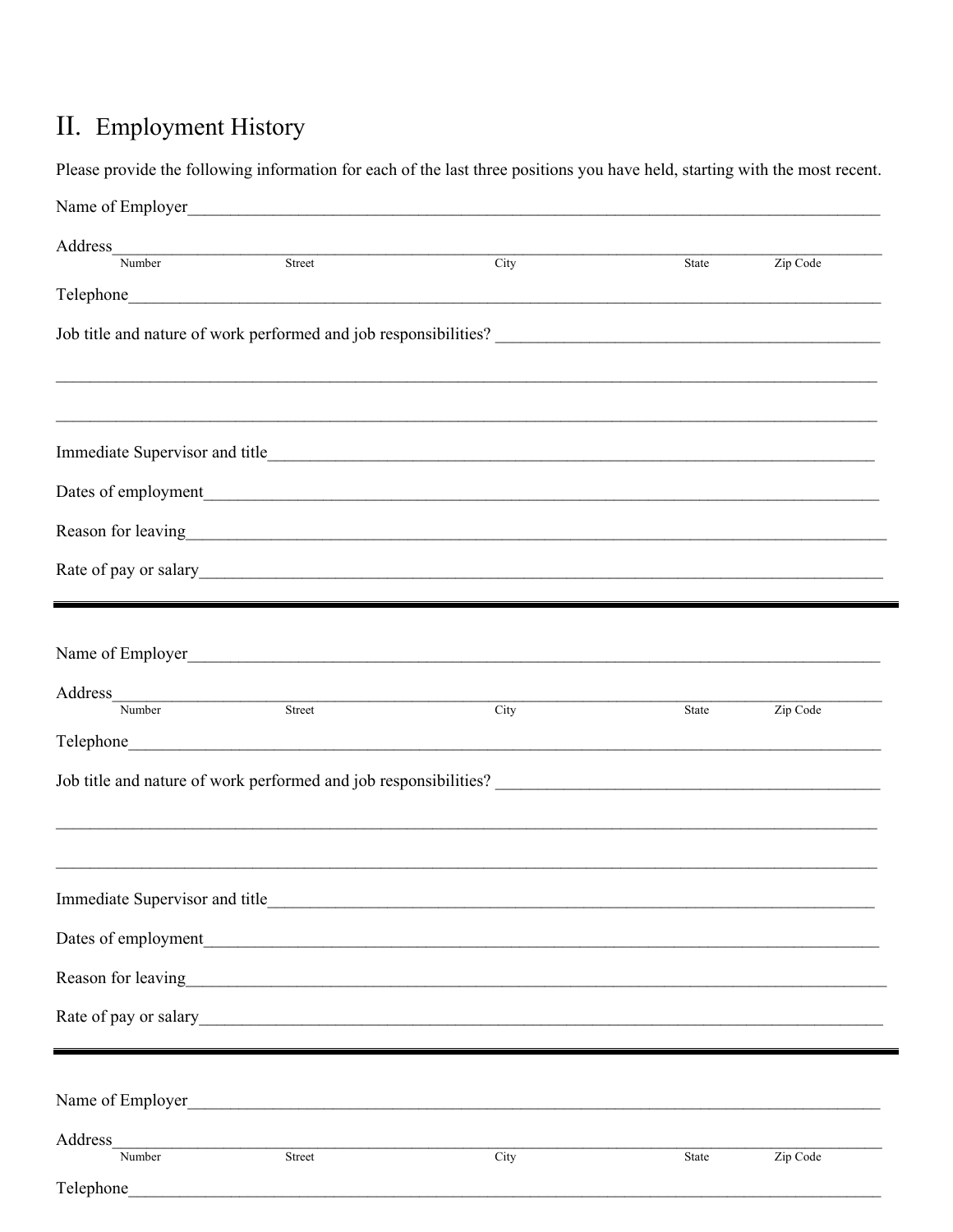## II. Employment History

Please provide the following information for each of the last three positions you have held, starting with the most recent.

Name of Employer_______________________________________________________________

Address_______________________________________________________________________
Number Street City State Zip Code

Telephone_____________________________________________________________________

Job title and nature of work performed and job responsibilities? ______________________________

______________________________________________________________________________

______________________________________________________________________________

Immediate Supervisor and title_____________________________________________________

Dates of employment____________________________________________________________

Reason for leaving______________________________________________________________

Rate of pay or salary_____________________________________________________________

---

Name of Employer_______________________________________________________________

Address_______________________________________________________________________
Number Street City State Zip Code

Telephone_____________________________________________________________________

Job title and nature of work performed and job responsibilities? ______________________________

______________________________________________________________________________

______________________________________________________________________________

Immediate Supervisor and title_____________________________________________________

Dates of employment____________________________________________________________

Reason for leaving______________________________________________________________

Rate of pay or salary_____________________________________________________________

---

Name of Employer_______________________________________________________________

Address_______________________________________________________________________
Number Street City State Zip Code

Telephone_____________________________________________________________________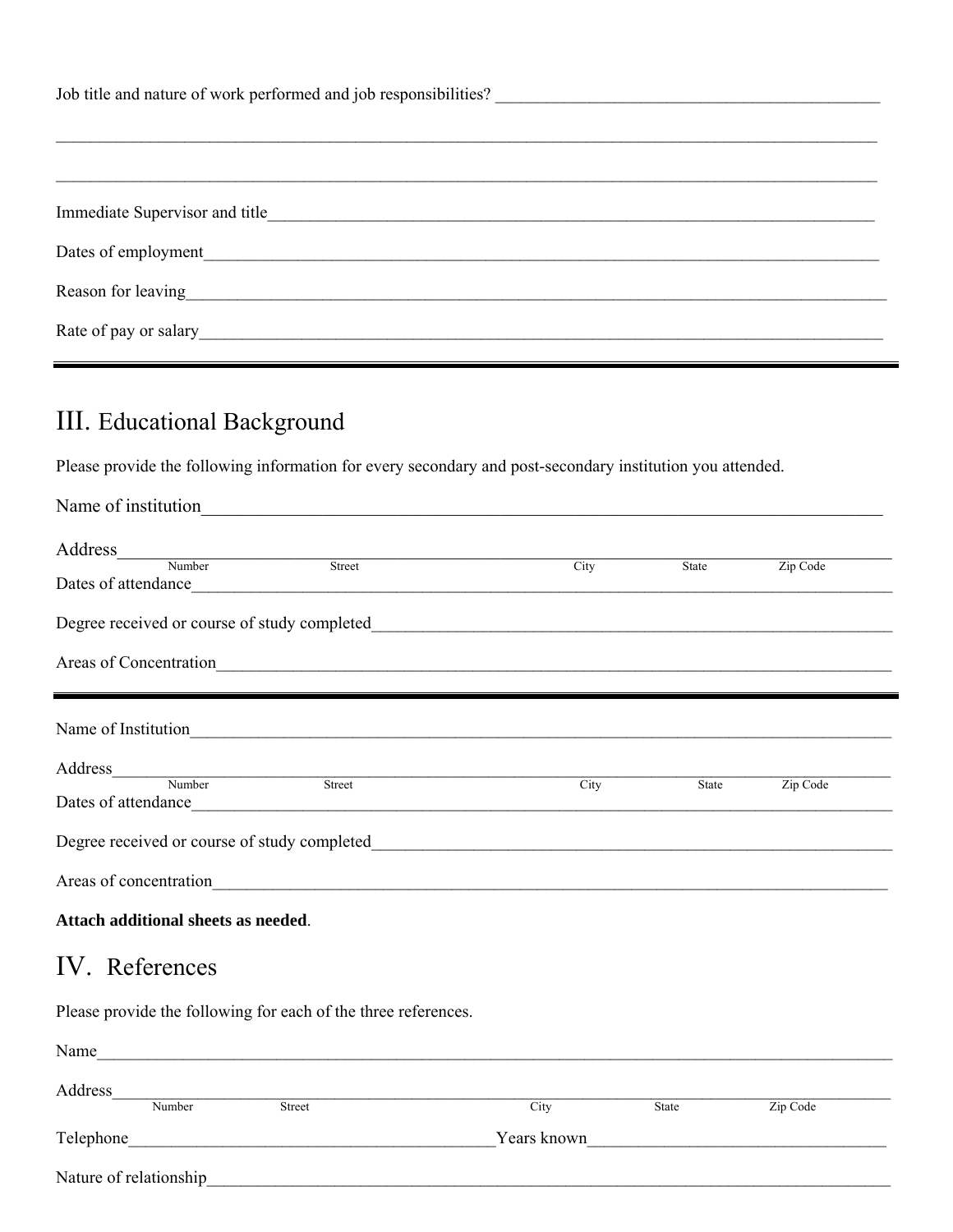Job title and nature of work performed and job responsibilities? ___________________________________________

_______________________________________________________________________________________________

_______________________________________________________________________________________________

Immediate Supervisor and title_____________________________________________________________________

Dates of employment___________________________________________________________________________

Reason for leaving______________________________________________________________________________

Rate of pay or salary____________________________________________________________________________

---

## III. Educational Background

Please provide the following information for every secondary and post-secondary institution you attended.

Name of institution_____________________________________________________________________________

Address_______________________________________________________________________________________
Number Street City State Zip Code

Dates of attendance_____________________________________________________________________________

Degree received or course of study completed_______________________________________________________

Areas of Concentration__________________________________________________________________________

---

Name of Institution_____________________________________________________________________________

Address_______________________________________________________________________________________
Number Street City State Zip Code

Dates of attendance_____________________________________________________________________________

Degree received or course of study completed_______________________________________________________

Areas of concentration__________________________________________________________________________

**Attach additional sheets as needed**.

## IV. References

Please provide the following for each of the three references.

Name_________________________________________________________________________________________

Address_______________________________________________________________________________________
Number Street City State Zip Code

Telephone__________________________________________Years known_________________________________

Nature of relationship___________________________________________________________________________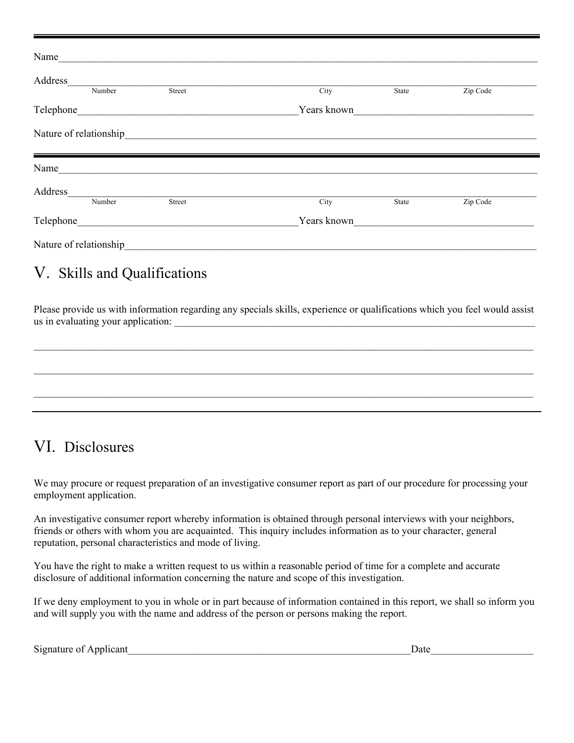---

Name_______________________________________________________________________________

Address_____________________________________________________________________________
Number　　　　Street　　　　　　　　　　City　　　　State　　　　Zip Code

Telephone_________________________________________Years known_________________________________

Nature of relationship_________________________________________________________________________

---

Name_______________________________________________________________________________

Address_____________________________________________________________________________
Number　　　　Street　　　　　　　　　　City　　　　State　　　　Zip Code

Telephone_________________________________________Years known_________________________________

Nature of relationship_________________________________________________________________________

## V. Skills and Qualifications

Please provide us with information regarding any specials skills, experience or qualifications which you feel would assist us in evaluating your application: ___________________________________________________________________________

_____________________________________________________________________________________________

_____________________________________________________________________________________________

_____________________________________________________________________________________________

---

## VI. Disclosures

We may procure or request preparation of an investigative consumer report as part of our procedure for processing your employment application.

An investigative consumer report whereby information is obtained through personal interviews with your neighbors, friends or others with whom you are acquainted. This inquiry includes information as to your character, general reputation, personal characteristics and mode of living.

You have the right to make a written request to us within a reasonable period of time for a complete and accurate disclosure of additional information concerning the nature and scope of this investigation.

If we deny employment to you in whole or in part because of information contained in this report, we shall so inform you and will supply you with the name and address of the person or persons making the report.

Signature of Applicant_______________________________________________________Date____________________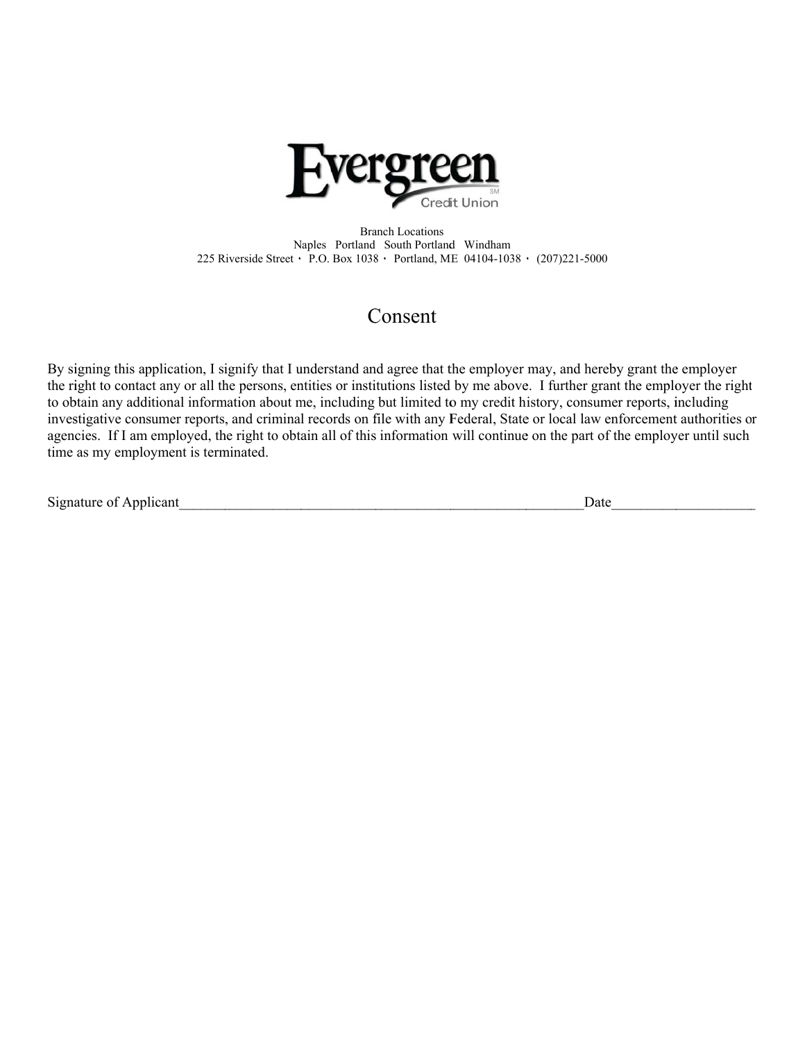Evergreen Credit Union

Branch Locations
Naples Portland South Portland Windham
225 Riverside Street · P.O. Box 1038 · Portland, ME 04104-1038 · (207)221-5000

# Consent

By signing this application, I signify that I understand and agree that the employer may, and hereby grant the employer the right to contact any or all the persons, entities or institutions listed by me above. I further grant the employer the right to obtain any additional information about me, including but limited to my credit history, consumer reports, including investigative consumer reports, and criminal records on file with any Federal, State or local law enforcement authorities or agencies. If I am employed, the right to obtain all of this information will continue on the part of the employer until such time as my employment is terminated.

Signature of Applicant_______________________________________________________Date___________________